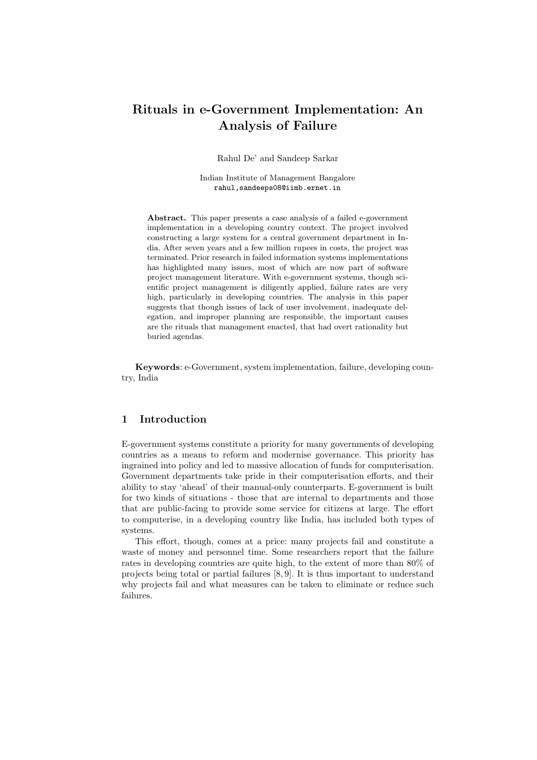# Rituals in e-Government Implementation: An Analysis of Failure

Rahul De' and Sandeep Sarkar

Indian Institute of Management Bangalore
rahul,sandeeps08@iimb.ernet.in

**Abstract.** This paper presents a case analysis of a failed e-government implementation in a developing country context. The project involved constructing a large system for a central government department in India. After seven years and a few million rupees in costs, the project was terminated. Prior research in failed information systems implementations has highlighted many issues, most of which are now part of software project management literature. With e-government systems, though scientific project management is diligently applied, failure rates are very high, particularly in developing countries. The analysis in this paper suggests that though issues of lack of user involvement, inadequate delegation, and improper planning are responsible, the important causes are the rituals that management enacted, that had overt rationality but buried agendas.

**Keywords**: e-Government, system implementation, failure, developing country, India

## 1 Introduction

E-government systems constitute a priority for many governments of developing countries as a means to reform and modernise governance. This priority has ingrained into policy and led to massive allocation of funds for computerisation. Government departments take pride in their computerisation efforts, and their ability to stay 'ahead' of their manual-only counterparts. E-government is built for two kinds of situations - those that are internal to departments and those that are public-facing to provide some service for citizens at large. The effort to computerise, in a developing country like India, has included both types of systems.

This effort, though, comes at a price: many projects fail and constitute a waste of money and personnel time. Some researchers report that the failure rates in developing countries are quite high, to the extent of more than 80% of projects being total or partial failures [8, 9]. It is thus important to understand why projects fail and what measures can be taken to eliminate or reduce such failures.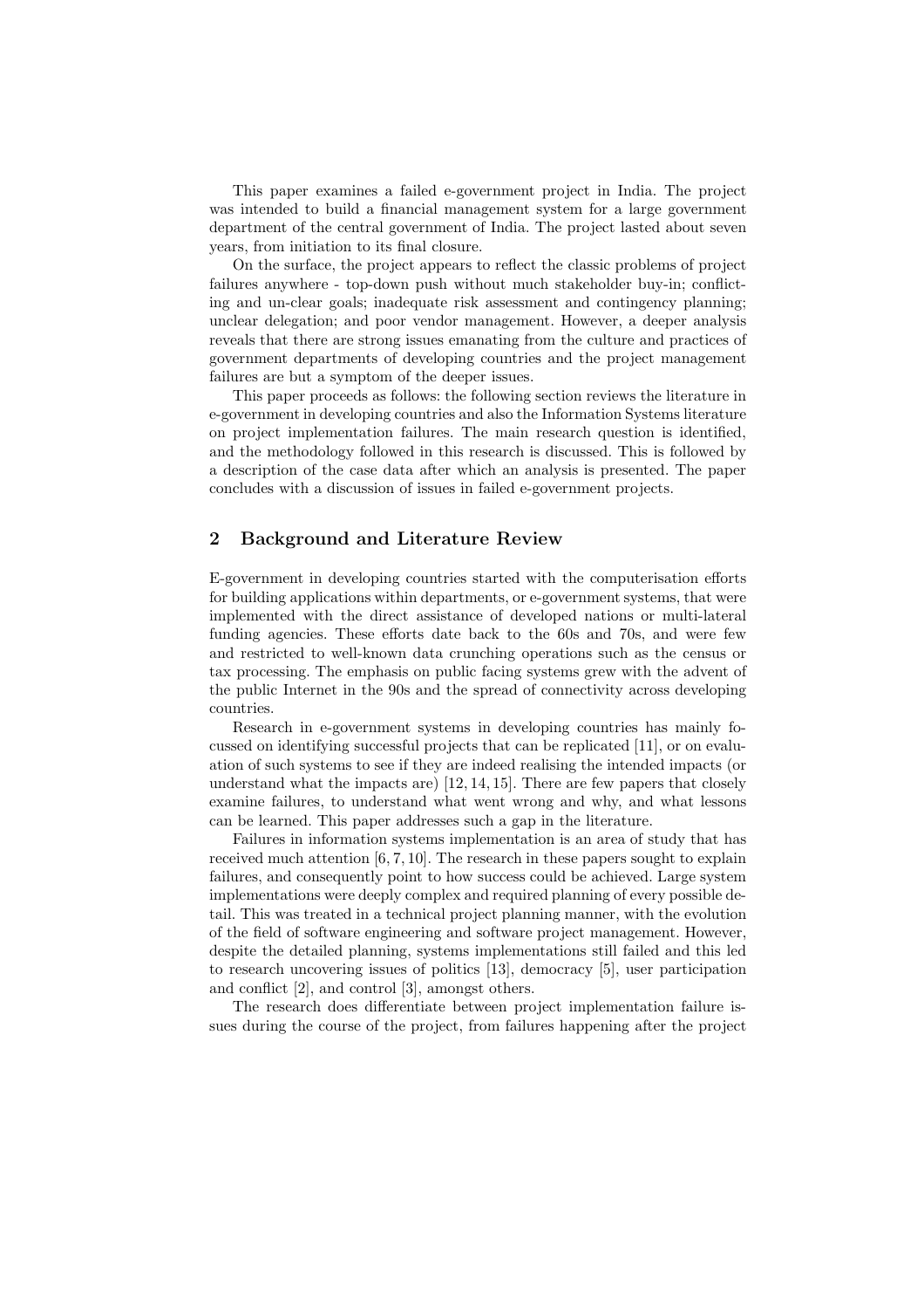This paper examines a failed e-government project in India. The project was intended to build a financial management system for a large government department of the central government of India. The project lasted about seven years, from initiation to its final closure.

On the surface, the project appears to reflect the classic problems of project failures anywhere - top-down push without much stakeholder buy-in; conflicting and un-clear goals; inadequate risk assessment and contingency planning; unclear delegation; and poor vendor management. However, a deeper analysis reveals that there are strong issues emanating from the culture and practices of government departments of developing countries and the project management failures are but a symptom of the deeper issues.

This paper proceeds as follows: the following section reviews the literature in e-government in developing countries and also the Information Systems literature on project implementation failures. The main research question is identified, and the methodology followed in this research is discussed. This is followed by a description of the case data after which an analysis is presented. The paper concludes with a discussion of issues in failed e-government projects.

## 2 Background and Literature Review

E-government in developing countries started with the computerisation efforts for building applications within departments, or e-government systems, that were implemented with the direct assistance of developed nations or multi-lateral funding agencies. These efforts date back to the 60s and 70s, and were few and restricted to well-known data crunching operations such as the census or tax processing. The emphasis on public facing systems grew with the advent of the public Internet in the 90s and the spread of connectivity across developing countries.

Research in e-government systems in developing countries has mainly focussed on identifying successful projects that can be replicated [11], or on evaluation of such systems to see if they are indeed realising the intended impacts (or understand what the impacts are) [12, 14, 15]. There are few papers that closely examine failures, to understand what went wrong and why, and what lessons can be learned. This paper addresses such a gap in the literature.

Failures in information systems implementation is an area of study that has received much attention [6, 7, 10]. The research in these papers sought to explain failures, and consequently point to how success could be achieved. Large system implementations were deeply complex and required planning of every possible detail. This was treated in a technical project planning manner, with the evolution of the field of software engineering and software project management. However, despite the detailed planning, systems implementations still failed and this led to research uncovering issues of politics [13], democracy [5], user participation and conflict [2], and control [3], amongst others.

The research does differentiate between project implementation failure issues during the course of the project, from failures happening after the project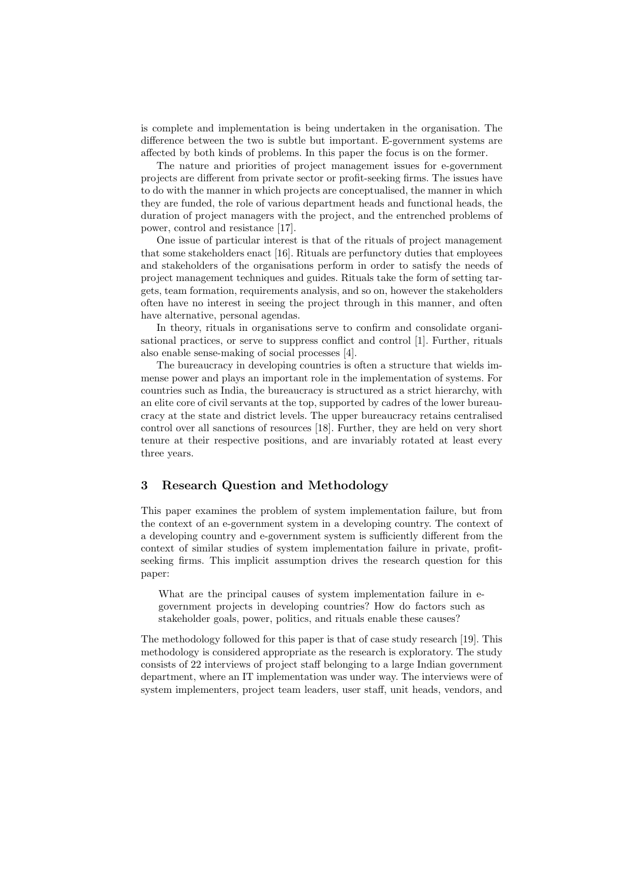is complete and implementation is being undertaken in the organisation. The difference between the two is subtle but important. E-government systems are affected by both kinds of problems. In this paper the focus is on the former.

The nature and priorities of project management issues for e-government projects are different from private sector or profit-seeking firms. The issues have to do with the manner in which projects are conceptualised, the manner in which they are funded, the role of various department heads and functional heads, the duration of project managers with the project, and the entrenched problems of power, control and resistance [17].

One issue of particular interest is that of the rituals of project management that some stakeholders enact [16]. Rituals are perfunctory duties that employees and stakeholders of the organisations perform in order to satisfy the needs of project management techniques and guides. Rituals take the form of setting targets, team formation, requirements analysis, and so on, however the stakeholders often have no interest in seeing the project through in this manner, and often have alternative, personal agendas.

In theory, rituals in organisations serve to confirm and consolidate organisational practices, or serve to suppress conflict and control [1]. Further, rituals also enable sense-making of social processes [4].

The bureaucracy in developing countries is often a structure that wields immense power and plays an important role in the implementation of systems. For countries such as India, the bureaucracy is structured as a strict hierarchy, with an elite core of civil servants at the top, supported by cadres of the lower bureaucracy at the state and district levels. The upper bureaucracy retains centralised control over all sanctions of resources [18]. Further, they are held on very short tenure at their respective positions, and are invariably rotated at least every three years.

## 3 Research Question and Methodology

This paper examines the problem of system implementation failure, but from the context of an e-government system in a developing country. The context of a developing country and e-government system is sufficiently different from the context of similar studies of system implementation failure in private, profit-seeking firms. This implicit assumption drives the research question for this paper:

> What are the principal causes of system implementation failure in e-government projects in developing countries? How do factors such as stakeholder goals, power, politics, and rituals enable these causes?

The methodology followed for this paper is that of case study research [19]. This methodology is considered appropriate as the research is exploratory. The study consists of 22 interviews of project staff belonging to a large Indian government department, where an IT implementation was under way. The interviews were of system implementers, project team leaders, user staff, unit heads, vendors, and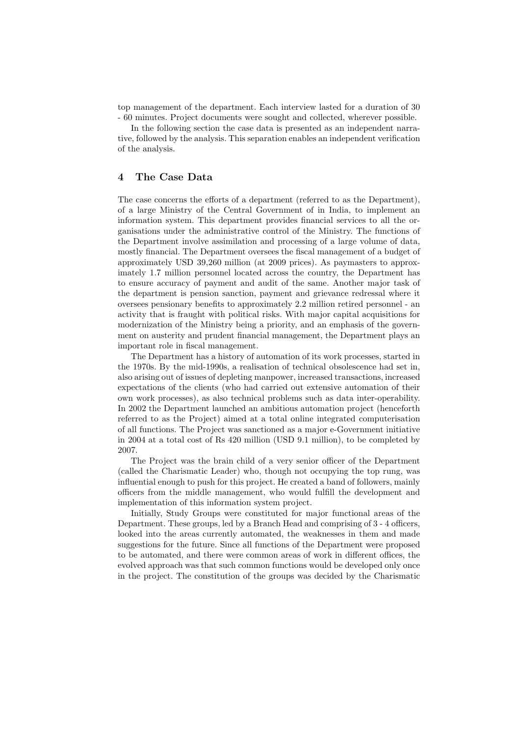top management of the department. Each interview lasted for a duration of 30 - 60 minutes. Project documents were sought and collected, wherever possible.

In the following section the case data is presented as an independent narrative, followed by the analysis. This separation enables an independent verification of the analysis.

## 4 The Case Data

The case concerns the efforts of a department (referred to as the Department), of a large Ministry of the Central Government of in India, to implement an information system. This department provides financial services to all the organisations under the administrative control of the Ministry. The functions of the Department involve assimilation and processing of a large volume of data, mostly financial. The Department oversees the fiscal management of a budget of approximately USD 39,260 million (at 2009 prices). As paymasters to approximately 1.7 million personnel located across the country, the Department has to ensure accuracy of payment and audit of the same. Another major task of the department is pension sanction, payment and grievance redressal where it oversees pensionary benefits to approximately 2.2 million retired personnel - an activity that is fraught with political risks. With major capital acquisitions for modernization of the Ministry being a priority, and an emphasis of the government on austerity and prudent financial management, the Department plays an important role in fiscal management.

The Department has a history of automation of its work processes, started in the 1970s. By the mid-1990s, a realisation of technical obsolescence had set in, also arising out of issues of depleting manpower, increased transactions, increased expectations of the clients (who had carried out extensive automation of their own work processes), as also technical problems such as data inter-operability. In 2002 the Department launched an ambitious automation project (henceforth referred to as the Project) aimed at a total online integrated computerisation of all functions. The Project was sanctioned as a major e-Government initiative in 2004 at a total cost of Rs 420 million (USD 9.1 million), to be completed by 2007.

The Project was the brain child of a very senior officer of the Department (called the Charismatic Leader) who, though not occupying the top rung, was influential enough to push for this project. He created a band of followers, mainly officers from the middle management, who would fulfill the development and implementation of this information system project.

Initially, Study Groups were constituted for major functional areas of the Department. These groups, led by a Branch Head and comprising of 3 - 4 officers, looked into the areas currently automated, the weaknesses in them and made suggestions for the future. Since all functions of the Department were proposed to be automated, and there were common areas of work in different offices, the evolved approach was that such common functions would be developed only once in the project. The constitution of the groups was decided by the Charismatic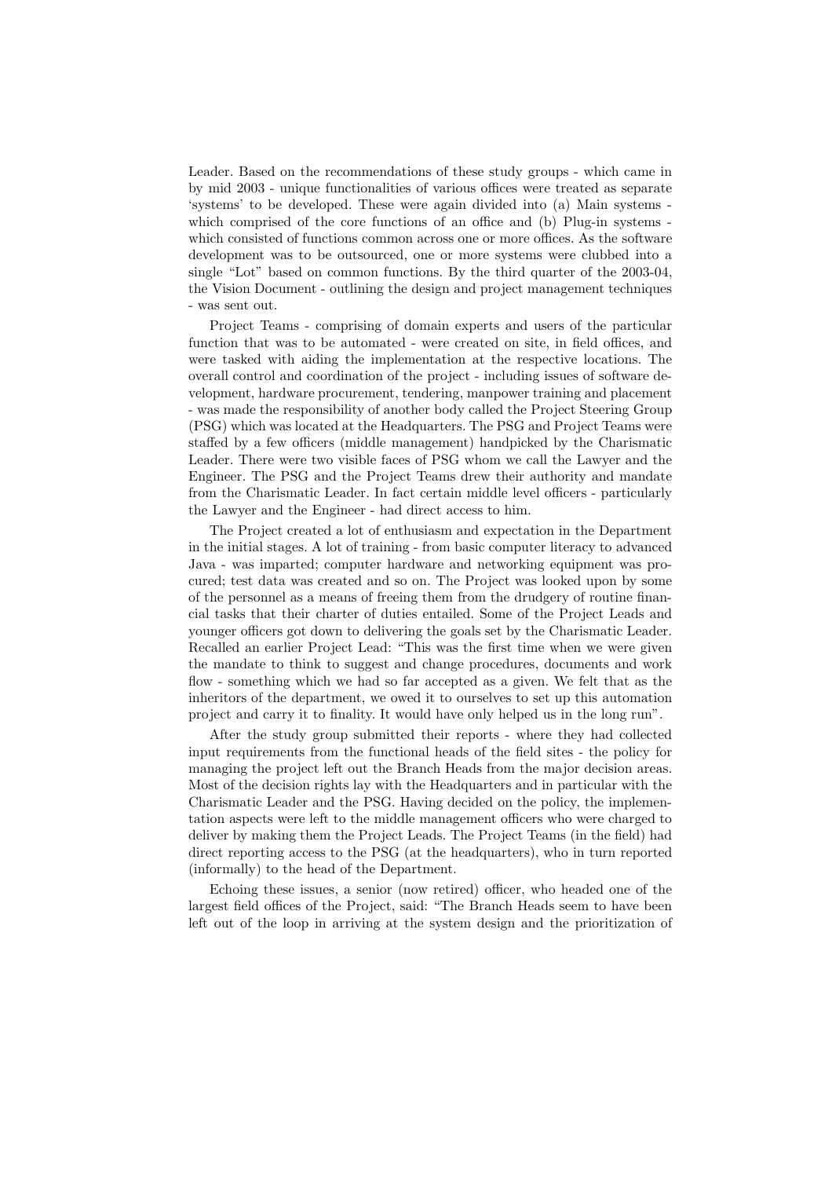Leader. Based on the recommendations of these study groups - which came in by mid 2003 - unique functionalities of various offices were treated as separate 'systems' to be developed. These were again divided into (a) Main systems - which comprised of the core functions of an office and (b) Plug-in systems - which consisted of functions common across one or more offices. As the software development was to be outsourced, one or more systems were clubbed into a single "Lot" based on common functions. By the third quarter of the 2003-04, the Vision Document - outlining the design and project management techniques - was sent out.

Project Teams - comprising of domain experts and users of the particular function that was to be automated - were created on site, in field offices, and were tasked with aiding the implementation at the respective locations. The overall control and coordination of the project - including issues of software development, hardware procurement, tendering, manpower training and placement - was made the responsibility of another body called the Project Steering Group (PSG) which was located at the Headquarters. The PSG and Project Teams were staffed by a few officers (middle management) handpicked by the Charismatic Leader. There were two visible faces of PSG whom we call the Lawyer and the Engineer. The PSG and the Project Teams drew their authority and mandate from the Charismatic Leader. In fact certain middle level officers - particularly the Lawyer and the Engineer - had direct access to him.

The Project created a lot of enthusiasm and expectation in the Department in the initial stages. A lot of training - from basic computer literacy to advanced Java - was imparted; computer hardware and networking equipment was procured; test data was created and so on. The Project was looked upon by some of the personnel as a means of freeing them from the drudgery of routine financial tasks that their charter of duties entailed. Some of the Project Leads and younger officers got down to delivering the goals set by the Charismatic Leader. Recalled an earlier Project Lead: "This was the first time when we were given the mandate to think to suggest and change procedures, documents and work flow - something which we had so far accepted as a given. We felt that as the inheritors of the department, we owed it to ourselves to set up this automation project and carry it to finality. It would have only helped us in the long run".

After the study group submitted their reports - where they had collected input requirements from the functional heads of the field sites - the policy for managing the project left out the Branch Heads from the major decision areas. Most of the decision rights lay with the Headquarters and in particular with the Charismatic Leader and the PSG. Having decided on the policy, the implementation aspects were left to the middle management officers who were charged to deliver by making them the Project Leads. The Project Teams (in the field) had direct reporting access to the PSG (at the headquarters), who in turn reported (informally) to the head of the Department.

Echoing these issues, a senior (now retired) officer, who headed one of the largest field offices of the Project, said: "The Branch Heads seem to have been left out of the loop in arriving at the system design and the prioritization of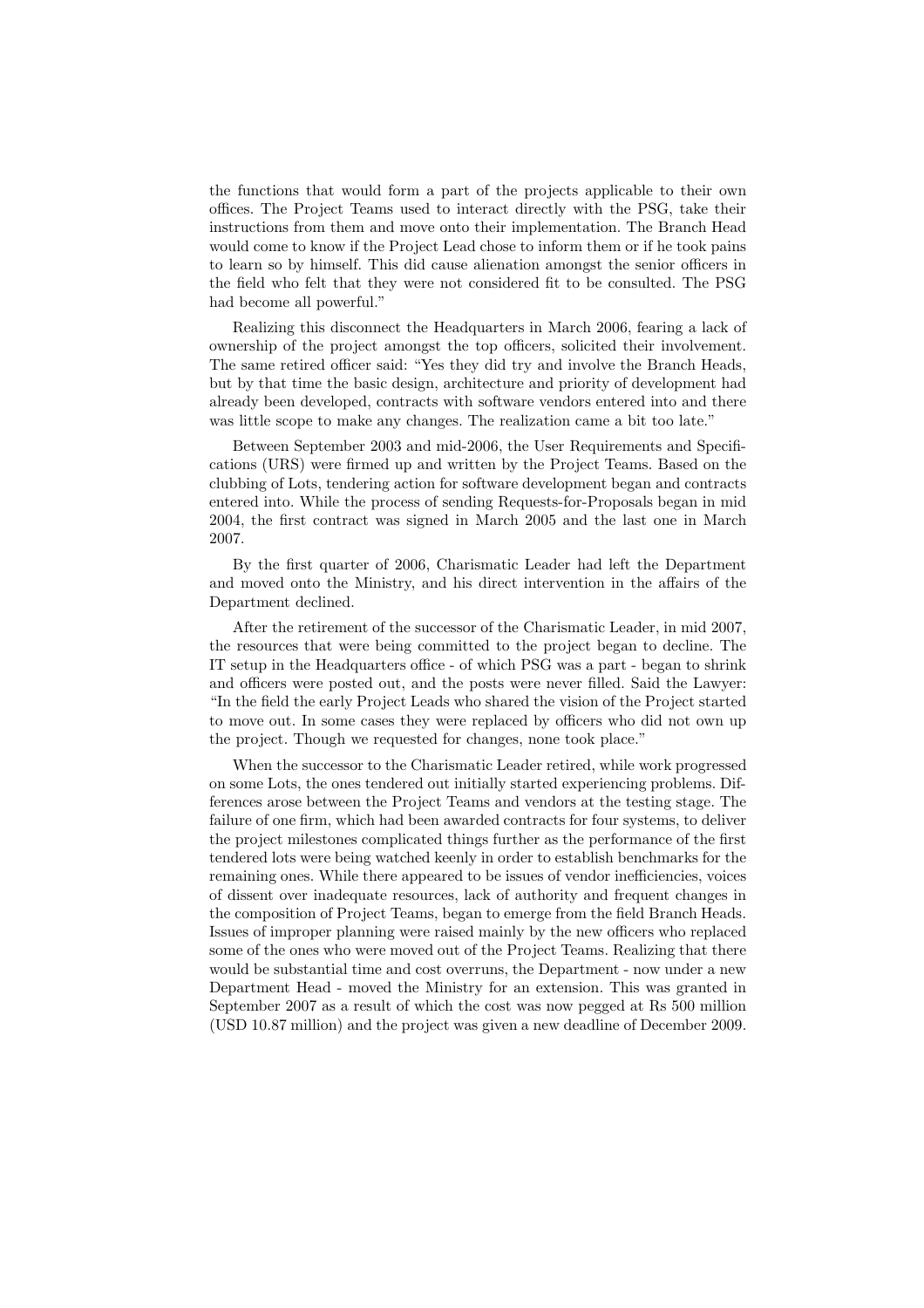the functions that would form a part of the projects applicable to their own offices. The Project Teams used to interact directly with the PSG, take their instructions from them and move onto their implementation. The Branch Head would come to know if the Project Lead chose to inform them or if he took pains to learn so by himself. This did cause alienation amongst the senior officers in the field who felt that they were not considered fit to be consulted. The PSG had become all powerful."

Realizing this disconnect the Headquarters in March 2006, fearing a lack of ownership of the project amongst the top officers, solicited their involvement. The same retired officer said: "Yes they did try and involve the Branch Heads, but by that time the basic design, architecture and priority of development had already been developed, contracts with software vendors entered into and there was little scope to make any changes. The realization came a bit too late."

Between September 2003 and mid-2006, the User Requirements and Specifications (URS) were firmed up and written by the Project Teams. Based on the clubbing of Lots, tendering action for software development began and contracts entered into. While the process of sending Requests-for-Proposals began in mid 2004, the first contract was signed in March 2005 and the last one in March 2007.

By the first quarter of 2006, Charismatic Leader had left the Department and moved onto the Ministry, and his direct intervention in the affairs of the Department declined.

After the retirement of the successor of the Charismatic Leader, in mid 2007, the resources that were being committed to the project began to decline. The IT setup in the Headquarters office - of which PSG was a part - began to shrink and officers were posted out, and the posts were never filled. Said the Lawyer: "In the field the early Project Leads who shared the vision of the Project started to move out. In some cases they were replaced by officers who did not own up the project. Though we requested for changes, none took place."

When the successor to the Charismatic Leader retired, while work progressed on some Lots, the ones tendered out initially started experiencing problems. Differences arose between the Project Teams and vendors at the testing stage. The failure of one firm, which had been awarded contracts for four systems, to deliver the project milestones complicated things further as the performance of the first tendered lots were being watched keenly in order to establish benchmarks for the remaining ones. While there appeared to be issues of vendor inefficiencies, voices of dissent over inadequate resources, lack of authority and frequent changes in the composition of Project Teams, began to emerge from the field Branch Heads. Issues of improper planning were raised mainly by the new officers who replaced some of the ones who were moved out of the Project Teams. Realizing that there would be substantial time and cost overruns, the Department - now under a new Department Head - moved the Ministry for an extension. This was granted in September 2007 as a result of which the cost was now pegged at Rs 500 million (USD 10.87 million) and the project was given a new deadline of December 2009.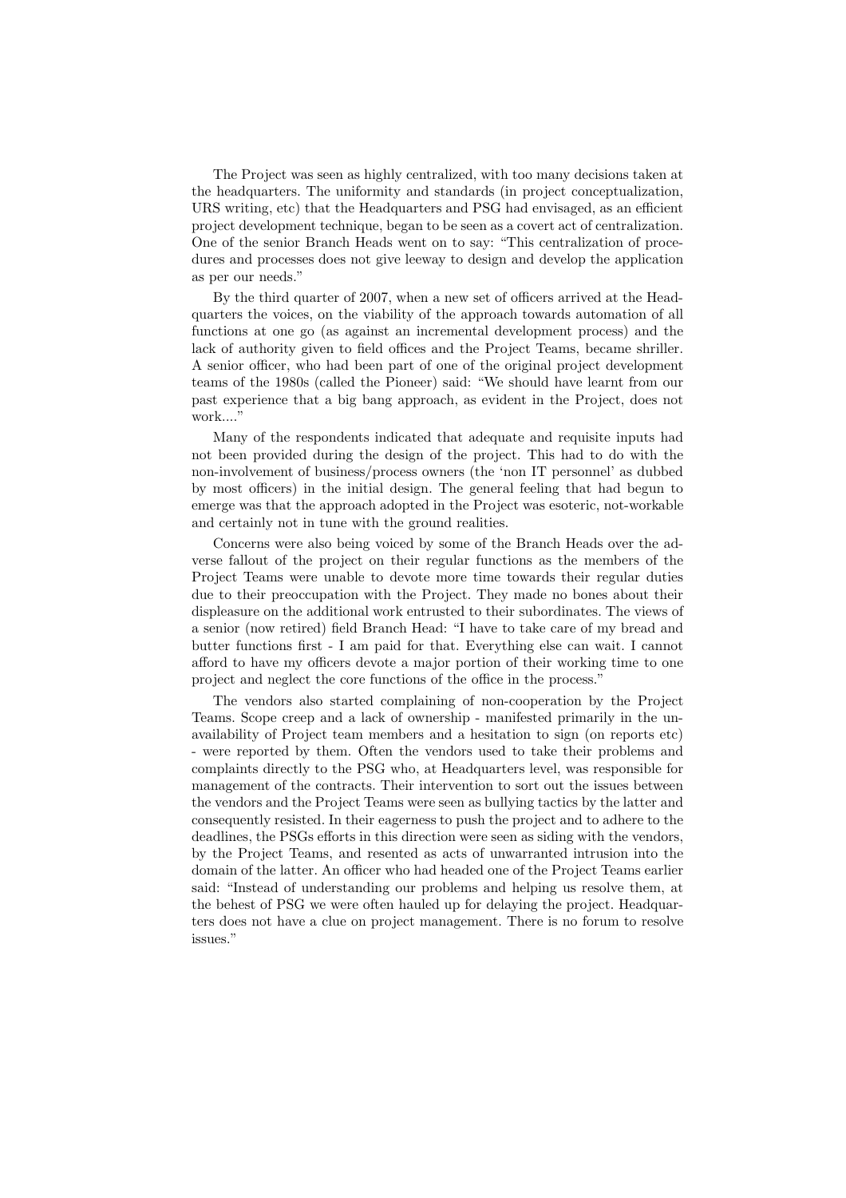The Project was seen as highly centralized, with too many decisions taken at the headquarters. The uniformity and standards (in project conceptualization, URS writing, etc) that the Headquarters and PSG had envisaged, as an efficient project development technique, began to be seen as a covert act of centralization. One of the senior Branch Heads went on to say: "This centralization of procedures and processes does not give leeway to design and develop the application as per our needs."

By the third quarter of 2007, when a new set of officers arrived at the Headquarters the voices, on the viability of the approach towards automation of all functions at one go (as against an incremental development process) and the lack of authority given to field offices and the Project Teams, became shriller. A senior officer, who had been part of one of the original project development teams of the 1980s (called the Pioneer) said: "We should have learnt from our past experience that a big bang approach, as evident in the Project, does not work...."

Many of the respondents indicated that adequate and requisite inputs had not been provided during the design of the project. This had to do with the non-involvement of business/process owners (the 'non IT personnel' as dubbed by most officers) in the initial design. The general feeling that had begun to emerge was that the approach adopted in the Project was esoteric, not-workable and certainly not in tune with the ground realities.

Concerns were also being voiced by some of the Branch Heads over the adverse fallout of the project on their regular functions as the members of the Project Teams were unable to devote more time towards their regular duties due to their preoccupation with the Project. They made no bones about their displeasure on the additional work entrusted to their subordinates. The views of a senior (now retired) field Branch Head: "I have to take care of my bread and butter functions first - I am paid for that. Everything else can wait. I cannot afford to have my officers devote a major portion of their working time to one project and neglect the core functions of the office in the process."

The vendors also started complaining of non-cooperation by the Project Teams. Scope creep and a lack of ownership - manifested primarily in the unavailability of Project team members and a hesitation to sign (on reports etc) - were reported by them. Often the vendors used to take their problems and complaints directly to the PSG who, at Headquarters level, was responsible for management of the contracts. Their intervention to sort out the issues between the vendors and the Project Teams were seen as bullying tactics by the latter and consequently resisted. In their eagerness to push the project and to adhere to the deadlines, the PSGs efforts in this direction were seen as siding with the vendors, by the Project Teams, and resented as acts of unwarranted intrusion into the domain of the latter. An officer who had headed one of the Project Teams earlier said: "Instead of understanding our problems and helping us resolve them, at the behest of PSG we were often hauled up for delaying the project. Headquarters does not have a clue on project management. There is no forum to resolve issues."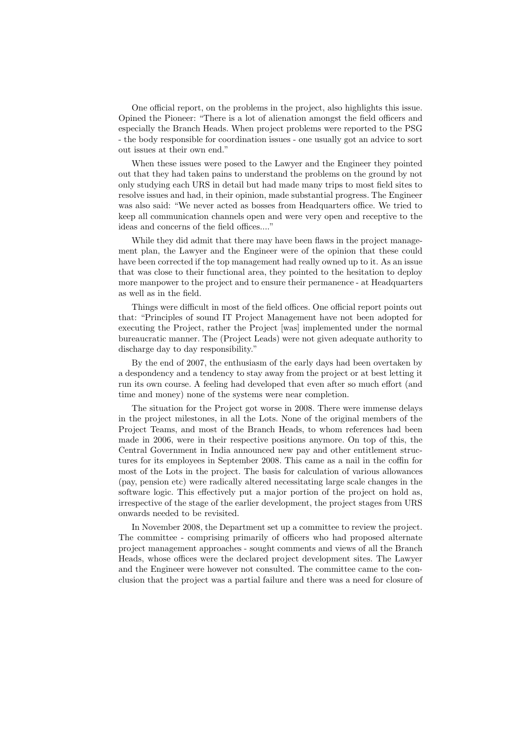One official report, on the problems in the project, also highlights this issue. Opined the Pioneer: "There is a lot of alienation amongst the field officers and especially the Branch Heads. When project problems were reported to the PSG - the body responsible for coordination issues - one usually got an advice to sort out issues at their own end."

When these issues were posed to the Lawyer and the Engineer they pointed out that they had taken pains to understand the problems on the ground by not only studying each URS in detail but had made many trips to most field sites to resolve issues and had, in their opinion, made substantial progress. The Engineer was also said: "We never acted as bosses from Headquarters office. We tried to keep all communication channels open and were very open and receptive to the ideas and concerns of the field offices...."

While they did admit that there may have been flaws in the project management plan, the Lawyer and the Engineer were of the opinion that these could have been corrected if the top management had really owned up to it. As an issue that was close to their functional area, they pointed to the hesitation to deploy more manpower to the project and to ensure their permanence - at Headquarters as well as in the field.

Things were difficult in most of the field offices. One official report points out that: "Principles of sound IT Project Management have not been adopted for executing the Project, rather the Project [was] implemented under the normal bureaucratic manner. The (Project Leads) were not given adequate authority to discharge day to day responsibility."

By the end of 2007, the enthusiasm of the early days had been overtaken by a despondency and a tendency to stay away from the project or at best letting it run its own course. A feeling had developed that even after so much effort (and time and money) none of the systems were near completion.

The situation for the Project got worse in 2008. There were immense delays in the project milestones, in all the Lots. None of the original members of the Project Teams, and most of the Branch Heads, to whom references had been made in 2006, were in their respective positions anymore. On top of this, the Central Government in India announced new pay and other entitlement structures for its employees in September 2008. This came as a nail in the coffin for most of the Lots in the project. The basis for calculation of various allowances (pay, pension etc) were radically altered necessitating large scale changes in the software logic. This effectively put a major portion of the project on hold as, irrespective of the stage of the earlier development, the project stages from URS onwards needed to be revisited.

In November 2008, the Department set up a committee to review the project. The committee - comprising primarily of officers who had proposed alternate project management approaches - sought comments and views of all the Branch Heads, whose offices were the declared project development sites. The Lawyer and the Engineer were however not consulted. The committee came to the conclusion that the project was a partial failure and there was a need for closure of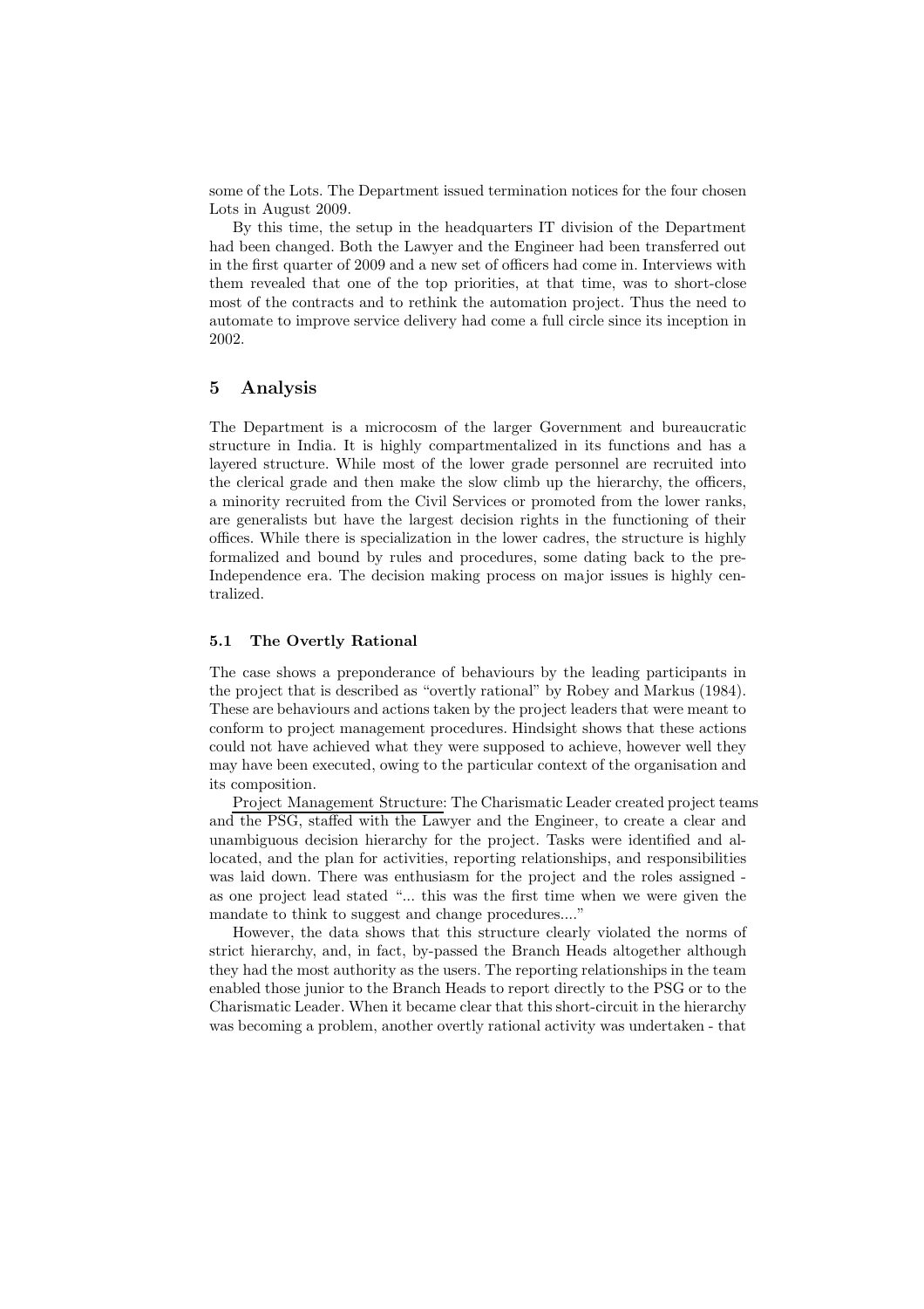some of the Lots. The Department issued termination notices for the four chosen Lots in August 2009.

By this time, the setup in the headquarters IT division of the Department had been changed. Both the Lawyer and the Engineer had been transferred out in the first quarter of 2009 and a new set of officers had come in. Interviews with them revealed that one of the top priorities, at that time, was to short-close most of the contracts and to rethink the automation project. Thus the need to automate to improve service delivery had come a full circle since its inception in 2002.

## 5 Analysis

The Department is a microcosm of the larger Government and bureaucratic structure in India. It is highly compartmentalized in its functions and has a layered structure. While most of the lower grade personnel are recruited into the clerical grade and then make the slow climb up the hierarchy, the officers, a minority recruited from the Civil Services or promoted from the lower ranks, are generalists but have the largest decision rights in the functioning of their offices. While there is specialization in the lower cadres, the structure is highly formalized and bound by rules and procedures, some dating back to the pre-Independence era. The decision making process on major issues is highly centralized.

### 5.1 The Overtly Rational

The case shows a preponderance of behaviours by the leading participants in the project that is described as "overtly rational" by Robey and Markus (1984). These are behaviours and actions taken by the project leaders that were meant to conform to project management procedures. Hindsight shows that these actions could not have achieved what they were supposed to achieve, however well they may have been executed, owing to the particular context of the organisation and its composition.

Project Management Structure: The Charismatic Leader created project teams and the PSG, staffed with the Lawyer and the Engineer, to create a clear and unambiguous decision hierarchy for the project. Tasks were identified and allocated, and the plan for activities, reporting relationships, and responsibilities was laid down. There was enthusiasm for the project and the roles assigned - as one project lead stated "... this was the first time when we were given the mandate to think to suggest and change procedures...."

However, the data shows that this structure clearly violated the norms of strict hierarchy, and, in fact, by-passed the Branch Heads altogether although they had the most authority as the users. The reporting relationships in the team enabled those junior to the Branch Heads to report directly to the PSG or to the Charismatic Leader. When it became clear that this short-circuit in the hierarchy was becoming a problem, another overtly rational activity was undertaken - that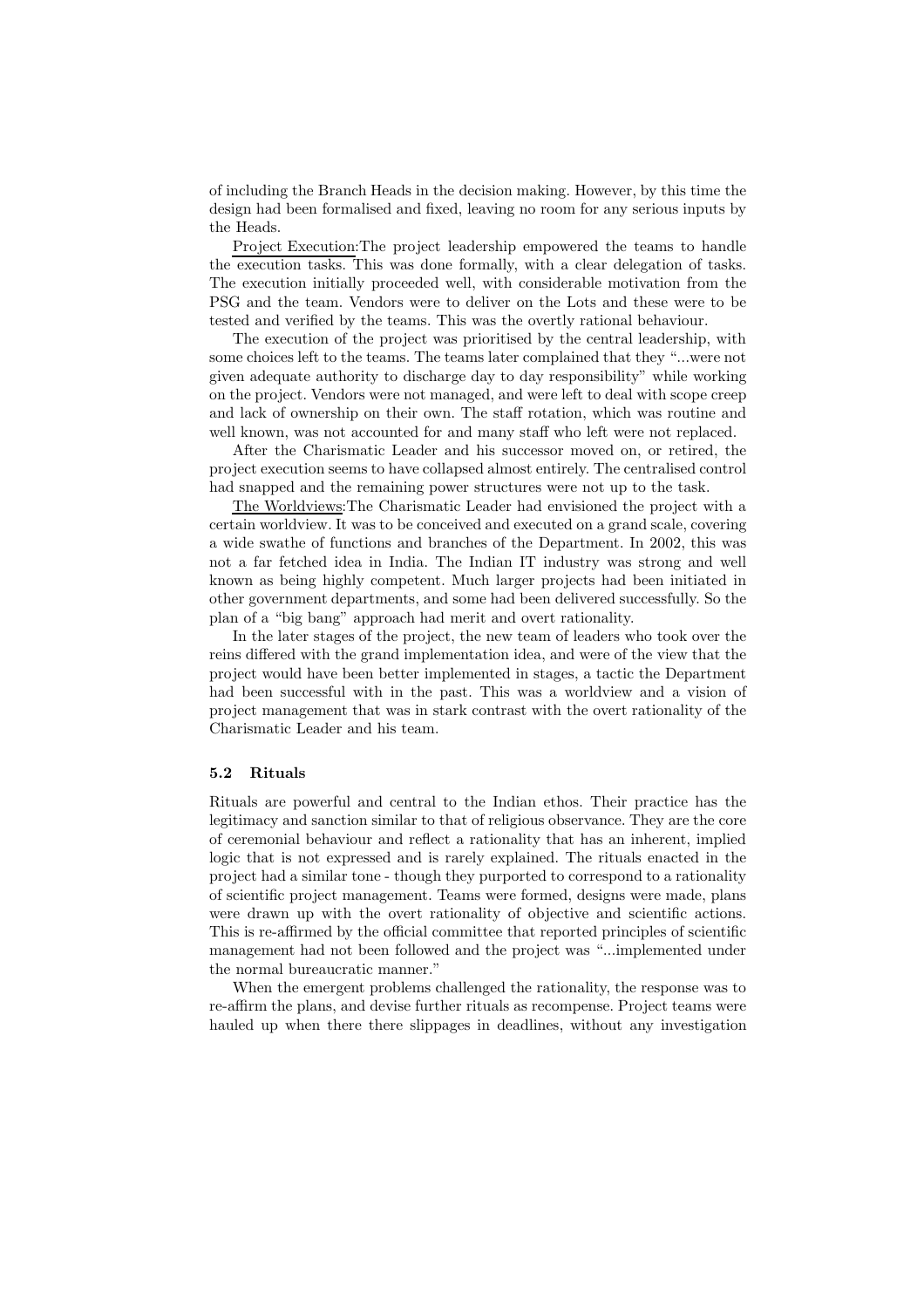of including the Branch Heads in the decision making. However, by this time the design had been formalised and fixed, leaving no room for any serious inputs by the Heads.

Project Execution:The project leadership empowered the teams to handle the execution tasks. This was done formally, with a clear delegation of tasks. The execution initially proceeded well, with considerable motivation from the PSG and the team. Vendors were to deliver on the Lots and these were to be tested and verified by the teams. This was the overtly rational behaviour.

The execution of the project was prioritised by the central leadership, with some choices left to the teams. The teams later complained that they "...were not given adequate authority to discharge day to day responsibility" while working on the project. Vendors were not managed, and were left to deal with scope creep and lack of ownership on their own. The staff rotation, which was routine and well known, was not accounted for and many staff who left were not replaced.

After the Charismatic Leader and his successor moved on, or retired, the project execution seems to have collapsed almost entirely. The centralised control had snapped and the remaining power structures were not up to the task.

The Worldviews:The Charismatic Leader had envisioned the project with a certain worldview. It was to be conceived and executed on a grand scale, covering a wide swathe of functions and branches of the Department. In 2002, this was not a far fetched idea in India. The Indian IT industry was strong and well known as being highly competent. Much larger projects had been initiated in other government departments, and some had been delivered successfully. So the plan of a "big bang" approach had merit and overt rationality.

In the later stages of the project, the new team of leaders who took over the reins differed with the grand implementation idea, and were of the view that the project would have been better implemented in stages, a tactic the Department had been successful with in the past. This was a worldview and a vision of project management that was in stark contrast with the overt rationality of the Charismatic Leader and his team.

### 5.2 Rituals

Rituals are powerful and central to the Indian ethos. Their practice has the legitimacy and sanction similar to that of religious observance. They are the core of ceremonial behaviour and reflect a rationality that has an inherent, implied logic that is not expressed and is rarely explained. The rituals enacted in the project had a similar tone - though they purported to correspond to a rationality of scientific project management. Teams were formed, designs were made, plans were drawn up with the overt rationality of objective and scientific actions. This is re-affirmed by the official committee that reported principles of scientific management had not been followed and the project was "...implemented under the normal bureaucratic manner."

When the emergent problems challenged the rationality, the response was to re-affirm the plans, and devise further rituals as recompense. Project teams were hauled up when there there slippages in deadlines, without any investigation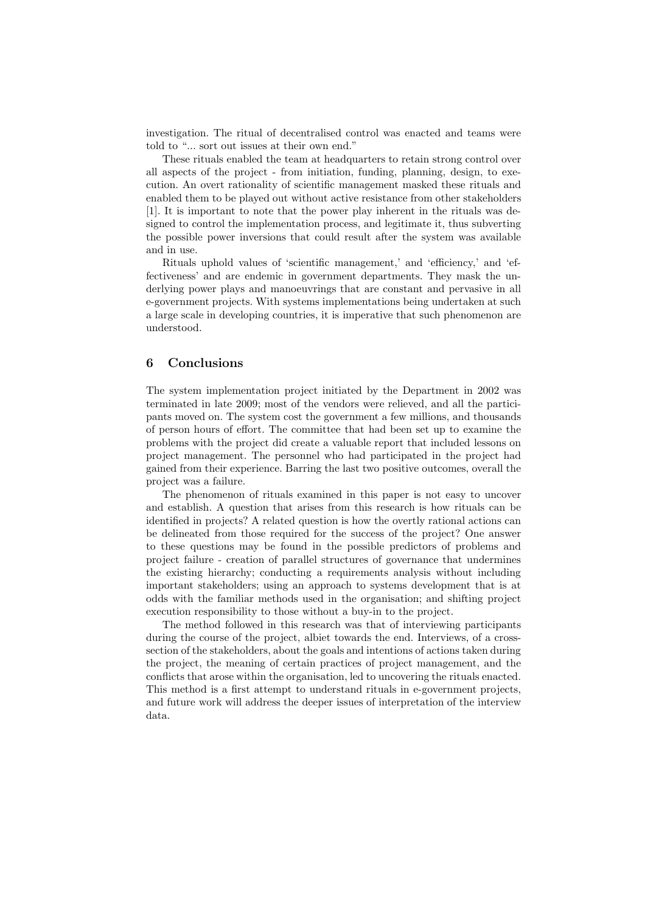investigation. The ritual of decentralised control was enacted and teams were told to "... sort out issues at their own end."

These rituals enabled the team at headquarters to retain strong control over all aspects of the project - from initiation, funding, planning, design, to execution. An overt rationality of scientific management masked these rituals and enabled them to be played out without active resistance from other stakeholders [1]. It is important to note that the power play inherent in the rituals was designed to control the implementation process, and legitimate it, thus subverting the possible power inversions that could result after the system was available and in use.

Rituals uphold values of 'scientific management,' and 'efficiency,' and 'effectiveness' and are endemic in government departments. They mask the underlying power plays and manoeuvrings that are constant and pervasive in all e-government projects. With systems implementations being undertaken at such a large scale in developing countries, it is imperative that such phenomenon are understood.

## 6 Conclusions

The system implementation project initiated by the Department in 2002 was terminated in late 2009; most of the vendors were relieved, and all the participants moved on. The system cost the government a few millions, and thousands of person hours of effort. The committee that had been set up to examine the problems with the project did create a valuable report that included lessons on project management. The personnel who had participated in the project had gained from their experience. Barring the last two positive outcomes, overall the project was a failure.

The phenomenon of rituals examined in this paper is not easy to uncover and establish. A question that arises from this research is how rituals can be identified in projects? A related question is how the overtly rational actions can be delineated from those required for the success of the project? One answer to these questions may be found in the possible predictors of problems and project failure - creation of parallel structures of governance that undermines the existing hierarchy; conducting a requirements analysis without including important stakeholders; using an approach to systems development that is at odds with the familiar methods used in the organisation; and shifting project execution responsibility to those without a buy-in to the project.

The method followed in this research was that of interviewing participants during the course of the project, albiet towards the end. Interviews, of a cross-section of the stakeholders, about the goals and intentions of actions taken during the project, the meaning of certain practices of project management, and the conflicts that arose within the organisation, led to uncovering the rituals enacted. This method is a first attempt to understand rituals in e-government projects, and future work will address the deeper issues of interpretation of the interview data.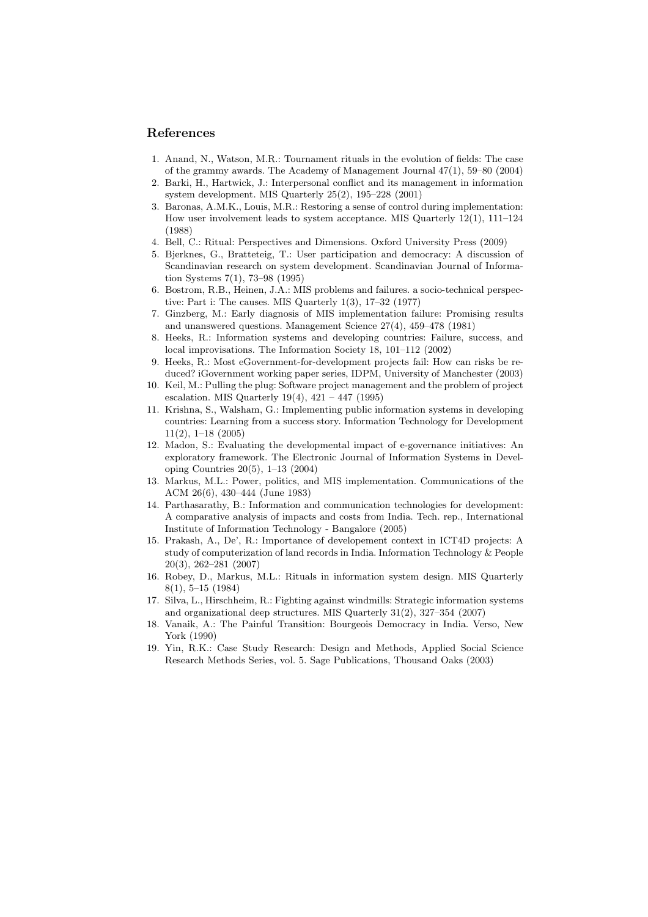## References

1. Anand, N., Watson, M.R.: Tournament rituals in the evolution of fields: The case of the grammy awards. The Academy of Management Journal 47(1), 59–80 (2004)
2. Barki, H., Hartwick, J.: Interpersonal conflict and its management in information system development. MIS Quarterly 25(2), 195–228 (2001)
3. Baronas, A.M.K., Louis, M.R.: Restoring a sense of control during implementation: How user involvement leads to system acceptance. MIS Quarterly 12(1), 111–124 (1988)
4. Bell, C.: Ritual: Perspectives and Dimensions. Oxford University Press (2009)
5. Bjerknes, G., Bratteteig, T.: User participation and democracy: A discussion of Scandinavian research on system development. Scandinavian Journal of Information Systems 7(1), 73–98 (1995)
6. Bostrom, R.B., Heinen, J.A.: MIS problems and failures. a socio-technical perspective: Part i: The causes. MIS Quarterly 1(3), 17–32 (1977)
7. Ginzberg, M.: Early diagnosis of MIS implementation failure: Promising results and unanswered questions. Management Science 27(4), 459–478 (1981)
8. Heeks, R.: Information systems and developing countries: Failure, success, and local improvisations. The Information Society 18, 101–112 (2002)
9. Heeks, R.: Most eGovernment-for-development projects fail: How can risks be reduced? iGovernment working paper series, IDPM, University of Manchester (2003)
10. Keil, M.: Pulling the plug: Software project management and the problem of project escalation. MIS Quarterly 19(4), 421 – 447 (1995)
11. Krishna, S., Walsham, G.: Implementing public information systems in developing countries: Learning from a success story. Information Technology for Development 11(2), 1–18 (2005)
12. Madon, S.: Evaluating the developmental impact of e-governance initiatives: An exploratory framework. The Electronic Journal of Information Systems in Developing Countries 20(5), 1–13 (2004)
13. Markus, M.L.: Power, politics, and MIS implementation. Communications of the ACM 26(6), 430–444 (June 1983)
14. Parthasarathy, B.: Information and communication technologies for development: A comparative analysis of impacts and costs from India. Tech. rep., International Institute of Information Technology - Bangalore (2005)
15. Prakash, A., De', R.: Importance of developement context in ICT4D projects: A study of computerization of land records in India. Information Technology & People 20(3), 262–281 (2007)
16. Robey, D., Markus, M.L.: Rituals in information system design. MIS Quarterly 8(1), 5–15 (1984)
17. Silva, L., Hirschheim, R.: Fighting against windmills: Strategic information systems and organizational deep structures. MIS Quarterly 31(2), 327–354 (2007)
18. Vanaik, A.: The Painful Transition: Bourgeois Democracy in India. Verso, New York (1990)
19. Yin, R.K.: Case Study Research: Design and Methods, Applied Social Science Research Methods Series, vol. 5. Sage Publications, Thousand Oaks (2003)